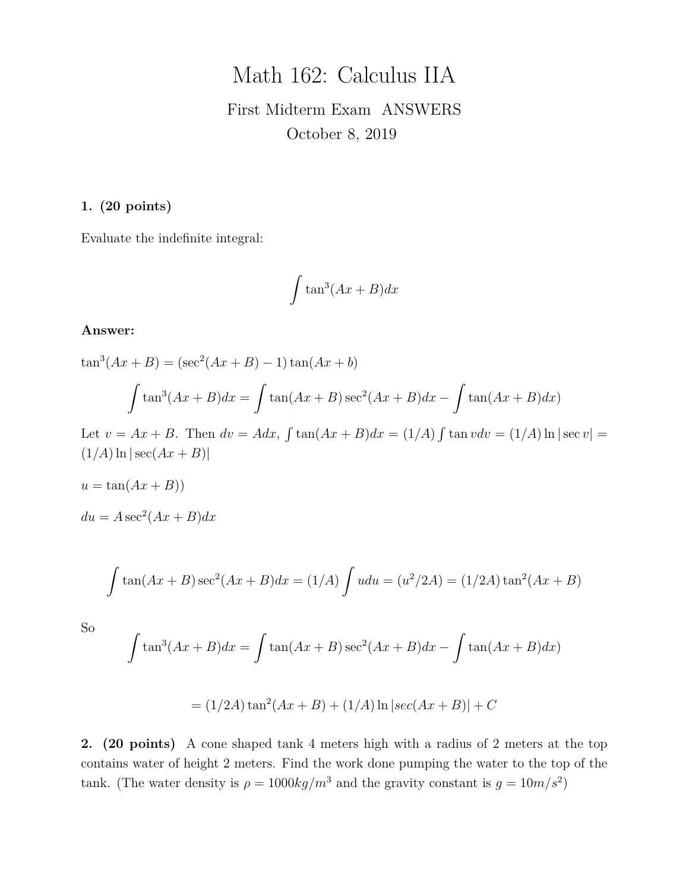# Math 162: Calculus IIA

First Midterm Exam ANSWERS

October 8, 2019

**1. (20 points)**

Evaluate the indefinite integral:

$$\int \tan^3(Ax+B)dx$$

**Answer:**

$\tan^3(Ax+B) = (\sec^2(Ax+B) - 1)\tan(Ax+b)$

$$\int \tan^3(Ax+B)dx = \int \tan(Ax+B)\sec^2(Ax+B)dx - \int \tan(Ax+B)dx)$$

Let $v = Ax+B$. Then $dv = Adx$, $\int \tan(Ax+B)dx = (1/A)\int \tan v dv = (1/A)\ln|\sec v| = (1/A)\ln|\sec(Ax+B)|$

$u = \tan(Ax+B))$

$du = A\sec^2(Ax+B)dx$

$$\int \tan(Ax+B)\sec^2(Ax+B)dx = (1/A)\int udu = (u^2/2A) = (1/2A)\tan^2(Ax+B)$$

So

$$\int \tan^3(Ax+B)dx = \int \tan(Ax+B)\sec^2(Ax+B)dx - \int \tan(Ax+B)dx)$$

$$= (1/2A)\tan^2(Ax+B) + (1/A)\ln|sec(Ax+B)| + C$$

**2. (20 points)** A cone shaped tank 4 meters high with a radius of 2 meters at the top contains water of height 2 meters. Find the work done pumping the water to the top of the tank. (The water density is $\rho = 1000kg/m^3$ and the gravity constant is $g = 10m/s^2$)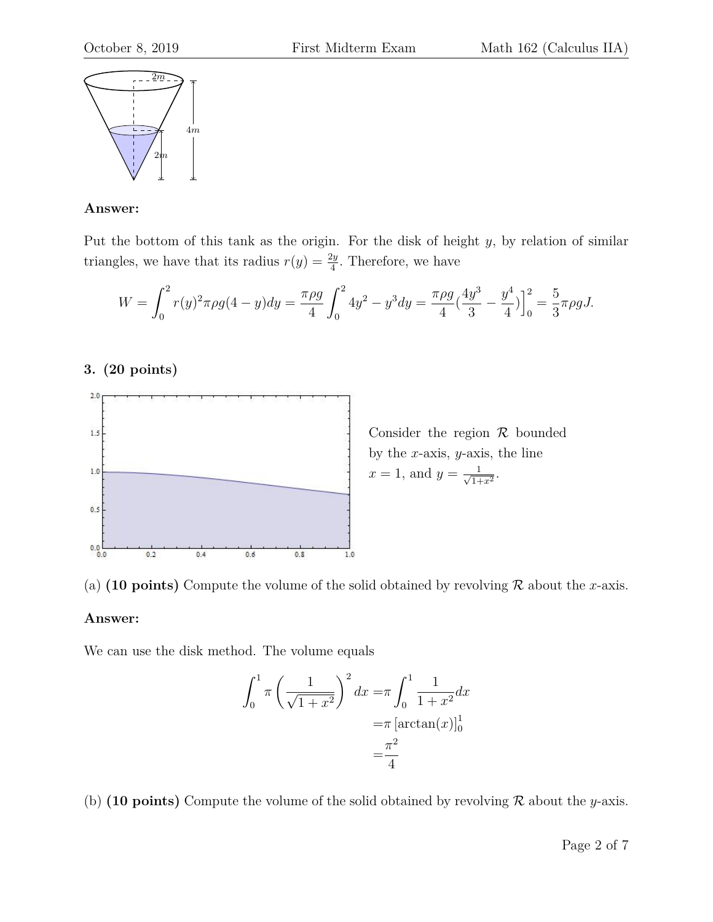**Answer:**

Put the bottom of this tank as the origin. For the disk of height $y$, by relation of similar triangles, we have that its radius $r(y) = \frac{2y}{4}$. Therefore, we have

$$W = \int_0^2 r(y)^2 \pi \rho g(4-y)dy = \frac{\pi \rho g}{4} \int_0^2 4y^2 - y^3 dy = \frac{\pi \rho g}{4} \left(\frac{4y^3}{3} - \frac{y^4}{4}\right)\Big]_0^2 = \frac{5}{3}\pi \rho g J.$$

**3. (20 points)**

Consider the region $\mathcal{R}$ bounded by the $x$-axis, $y$-axis, the line $x = 1$, and $y = \frac{1}{\sqrt{1+x^2}}$.

(a) **(10 points)** Compute the volume of the solid obtained by revolving $\mathcal{R}$ about the $x$-axis.

**Answer:**

We can use the disk method. The volume equals

$$\begin{aligned}
\int_0^1 \pi \left(\frac{1}{\sqrt{1+x^2}}\right)^2 dx =& \pi \int_0^1 \frac{1}{1+x^2} dx \\
=& \pi \left[\arctan(x)\right]_0^1 \\
=& \frac{\pi^2}{4}
\end{aligned}$$

(b) **(10 points)** Compute the volume of the solid obtained by revolving $\mathcal{R}$ about the $y$-axis.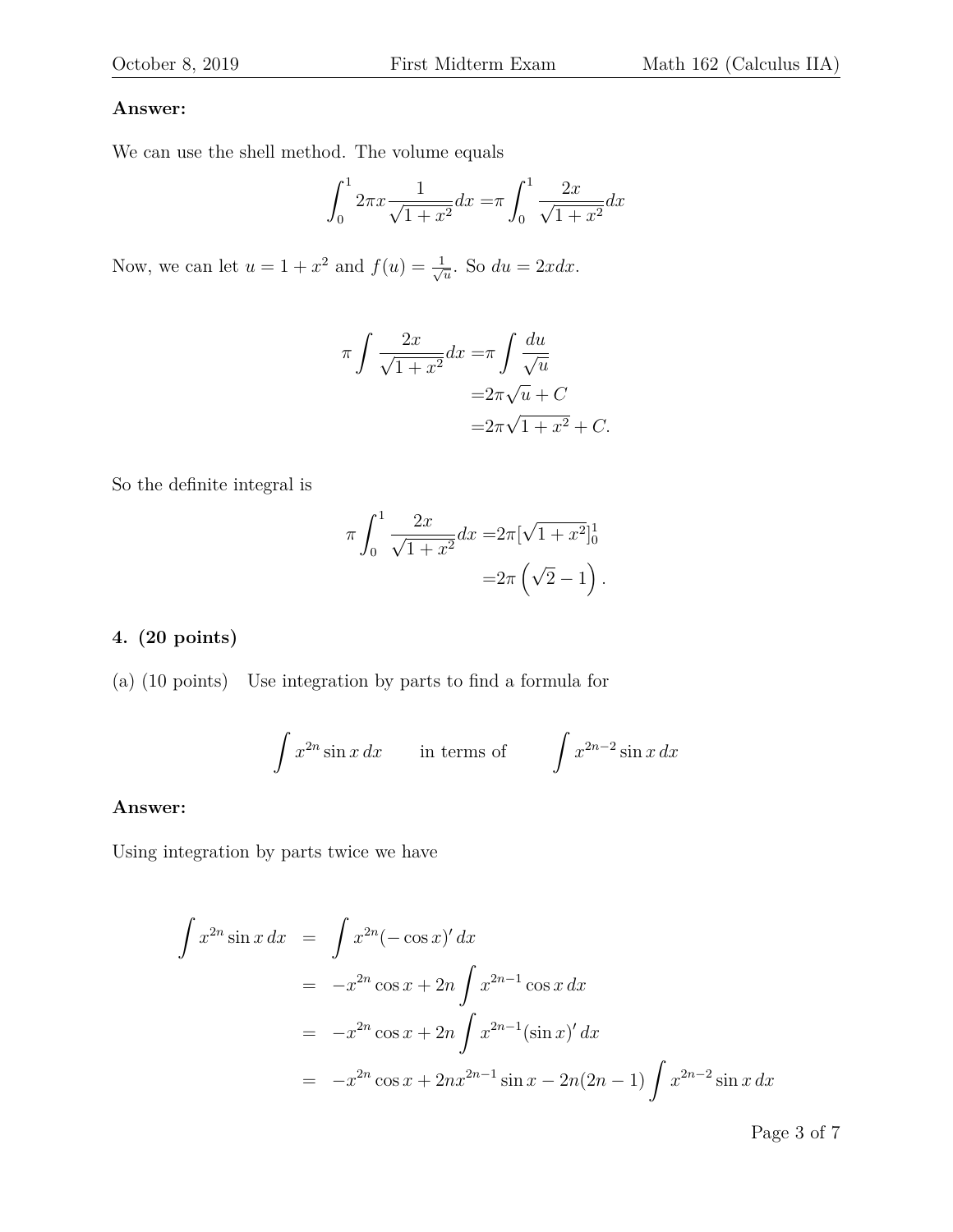**Answer:**

We can use the shell method. The volume equals

$$\int_0^1 2\pi x \frac{1}{\sqrt{1+x^2}} dx = \pi \int_0^1 \frac{2x}{\sqrt{1+x^2}} dx$$

Now, we can let $u = 1 + x^2$ and $f(u) = \frac{1}{\sqrt{u}}$. So $du = 2xdx$.

$$\begin{aligned}
\pi \int \frac{2x}{\sqrt{1+x^2}} dx =& \pi \int \frac{du}{\sqrt{u}} \\
=& 2\pi\sqrt{u} + C \\
=& 2\pi\sqrt{1+x^2} + C.
\end{aligned}$$

So the definite integral is

$$\begin{aligned}
\pi \int_0^1 \frac{2x}{\sqrt{1+x^2}} dx =& 2\pi[\sqrt{1+x^2}]_0^1 \\
=& 2\pi\left(\sqrt{2} - 1\right).
\end{aligned}$$

**4. (20 points)**

(a) (10 points) Use integration by parts to find a formula for

$$\int x^{2n} \sin x \, dx \qquad \text{in terms of} \qquad \int x^{2n-2} \sin x \, dx$$

**Answer:**

Using integration by parts twice we have

$$\begin{aligned}
\int x^{2n} \sin x \, dx &= \int x^{2n} (-\cos x)' \, dx \\
&= -x^{2n} \cos x + 2n \int x^{2n-1} \cos x \, dx \\
&= -x^{2n} \cos x + 2n \int x^{2n-1} (\sin x)' \, dx \\
&= -x^{2n} \cos x + 2nx^{2n-1} \sin x - 2n(2n-1) \int x^{2n-2} \sin x \, dx
\end{aligned}$$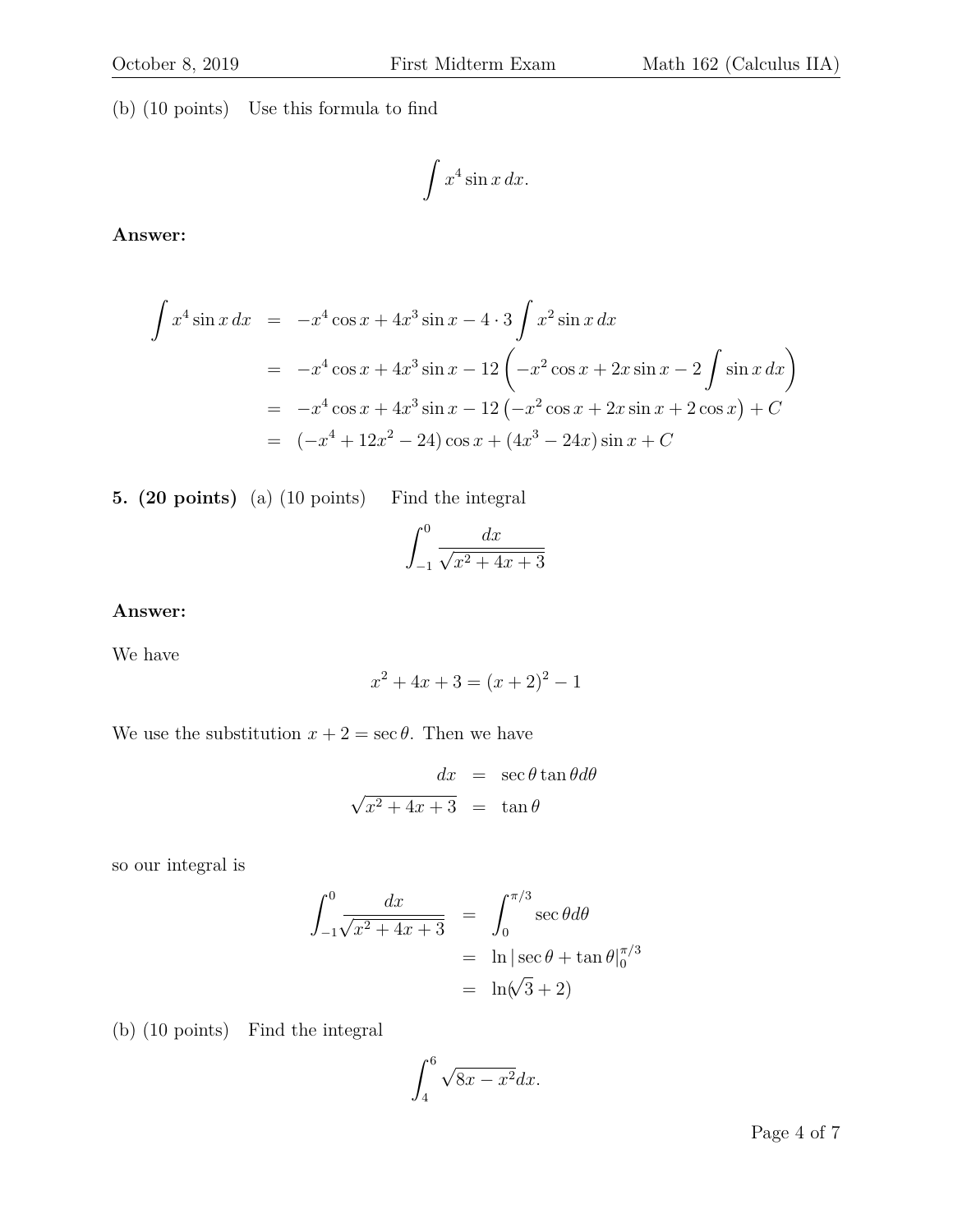(b) (10 points) Use this formula to find

$$\int x^4 \sin x \, dx.$$

**Answer:**

$$
\begin{aligned}
\int x^4 \sin x \, dx &= -x^4 \cos x + 4x^3 \sin x - 4 \cdot 3 \int x^2 \sin x \, dx \\
&= -x^4 \cos x + 4x^3 \sin x - 12 \left( -x^2 \cos x + 2x \sin x - 2 \int \sin x \, dx \right) \\
&= -x^4 \cos x + 4x^3 \sin x - 12 \left( -x^2 \cos x + 2x \sin x + 2 \cos x \right) + C \\
&= (-x^4 + 12x^2 - 24) \cos x + (4x^3 - 24x) \sin x + C
\end{aligned}
$$

**5. (20 points)** (a) (10 points) Find the integral

$$\int_{-1}^{0} \frac{dx}{\sqrt{x^2 + 4x + 3}}$$

**Answer:**

We have

$$x^2 + 4x + 3 = (x+2)^2 - 1$$

We use the substitution $x + 2 = \sec\theta$. Then we have

$$
\begin{aligned}
dx &= \sec\theta \tan\theta d\theta \\
\sqrt{x^2 + 4x + 3} &= \tan\theta
\end{aligned}
$$

so our integral is

$$
\begin{aligned}
\int_{-1}^{0} \frac{dx}{\sqrt{x^2 + 4x + 3}} &= \int_{0}^{\pi/3} \sec\theta d\theta \\
&= \ln|\sec\theta + \tan\theta|_{0}^{\pi/3} \\
&= \ln(\sqrt{3} + 2)
\end{aligned}
$$

(b) (10 points) Find the integral

$$\int_{4}^{6} \sqrt{8x - x^2} dx.$$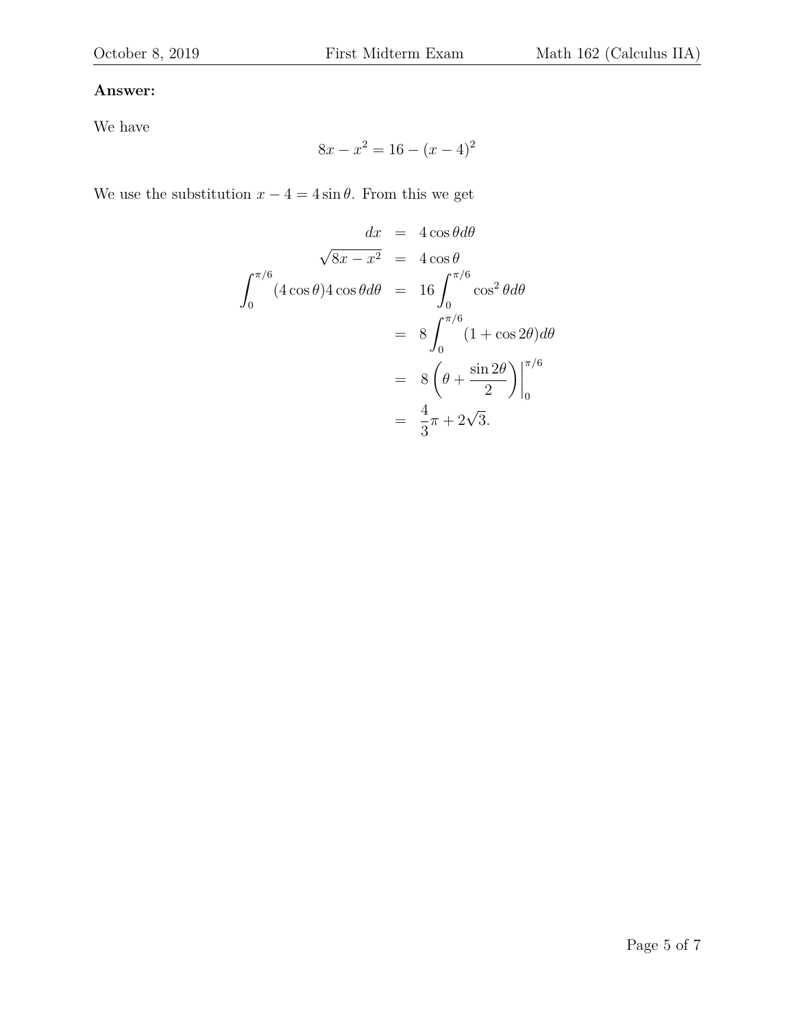**Answer:**

We have

$$8x - x^2 = 16 - (x-4)^2$$

We use the substitution $x - 4 = 4\sin\theta$. From this we get

$$\begin{aligned}
dx &= 4\cos\theta d\theta \\
\sqrt{8x - x^2} &= 4\cos\theta \\
\int_0^{\pi/6} (4\cos\theta) 4\cos\theta d\theta &= 16\int_0^{\pi/6} \cos^2\theta d\theta \\
&= 8\int_0^{\pi/6} (1 + \cos 2\theta) d\theta \\
&= 8\left(\theta + \frac{\sin 2\theta}{2}\right)\Big|_0^{\pi/6} \\
&= \frac{4}{3}\pi + 2\sqrt{3}.
\end{aligned}$$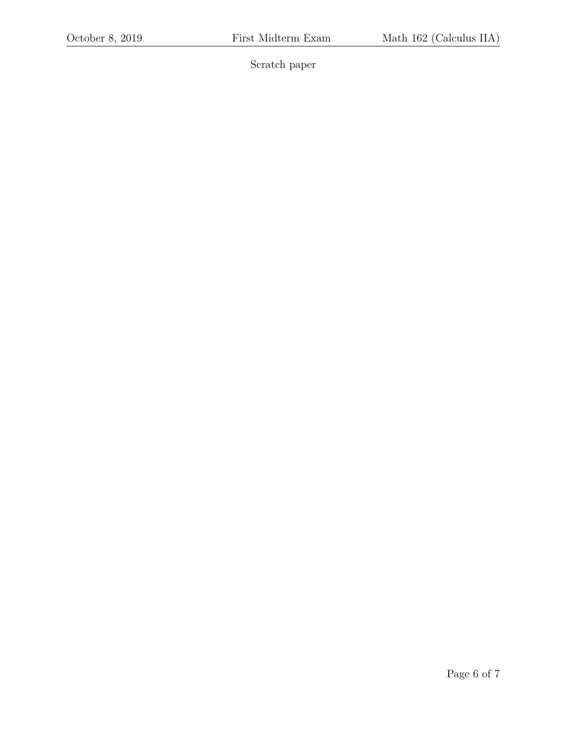Scratch paper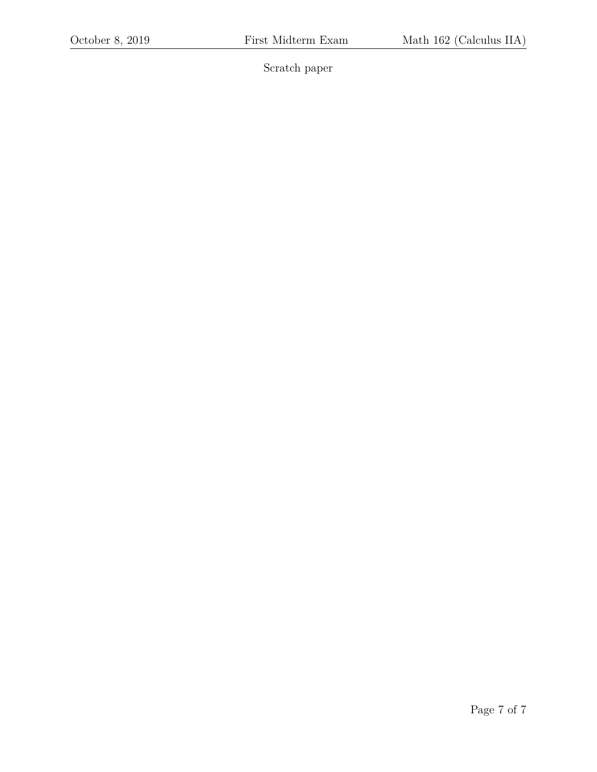Scratch paper